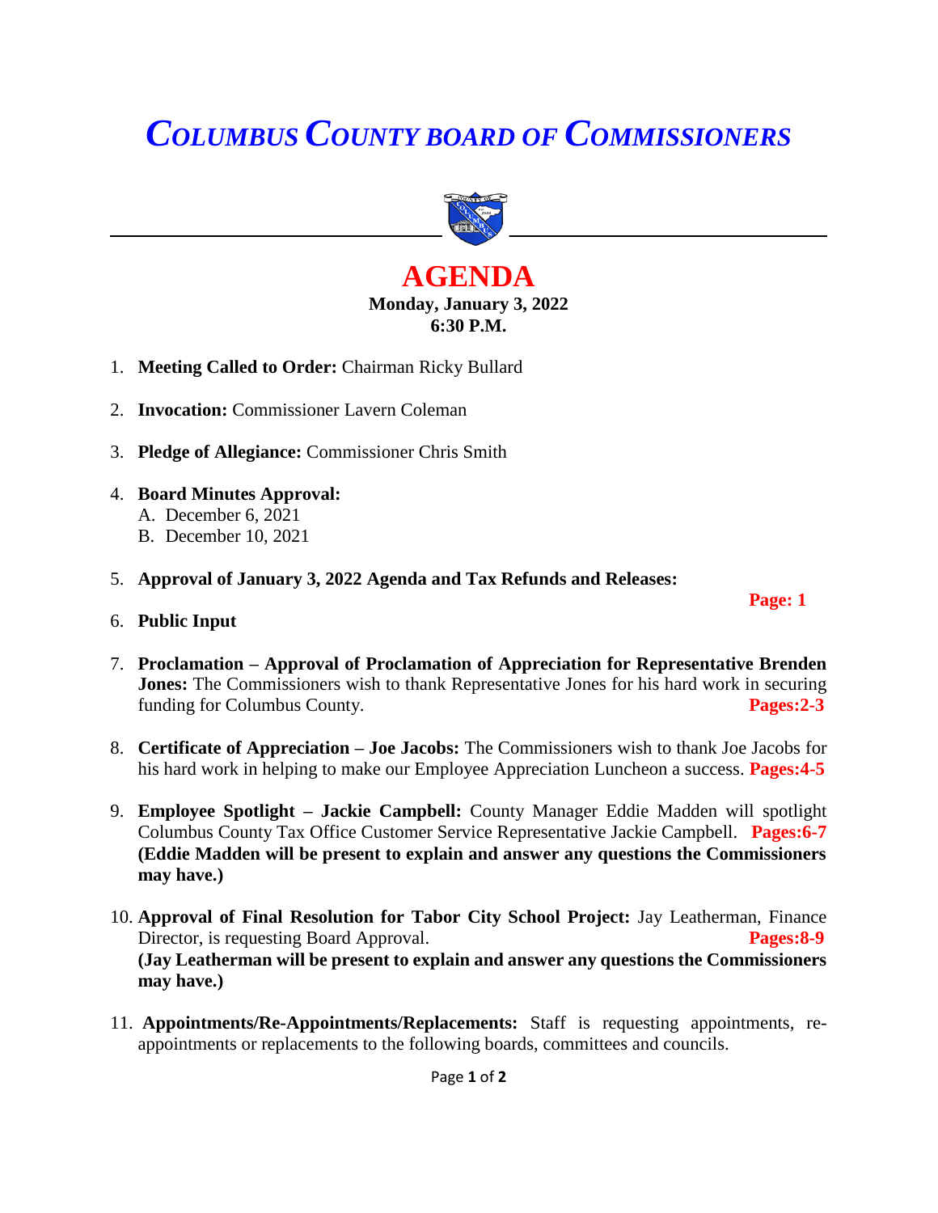# *COLUMBUS COUNTY BOARD OF COMMISSIONERS*

## AGENDA

**Monday, January 3, 2022**
**6:30 P.M.**

1. **Meeting Called to Order:** Chairman Ricky Bullard

2. **Invocation:** Commissioner Lavern Coleman

3. **Pledge of Allegiance:** Commissioner Chris Smith

4. **Board Minutes Approval:**
   A. December 6, 2021
   B. December 10, 2021

5. **Approval of January 3, 2022 Agenda and Tax Refunds and Releases:** **Page: 1**

6. **Public Input**

7. **Proclamation – Approval of Proclamation of Appreciation for Representative Brenden Jones:** The Commissioners wish to thank Representative Jones for his hard work in securing funding for Columbus County. **Pages:2-3**

8. **Certificate of Appreciation – Joe Jacobs:** The Commissioners wish to thank Joe Jacobs for his hard work in helping to make our Employee Appreciation Luncheon a success. **Pages:4-5**

9. **Employee Spotlight – Jackie Campbell:** County Manager Eddie Madden will spotlight Columbus County Tax Office Customer Service Representative Jackie Campbell. **Pages:6-7**
   **(Eddie Madden will be present to explain and answer any questions the Commissioners may have.)**

10. **Approval of Final Resolution for Tabor City School Project:** Jay Leatherman, Finance Director, is requesting Board Approval. **Pages:8-9**
    **(Jay Leatherman will be present to explain and answer any questions the Commissioners may have.)**

11. **Appointments/Re-Appointments/Replacements:** Staff is requesting appointments, re-appointments or replacements to the following boards, committees and councils.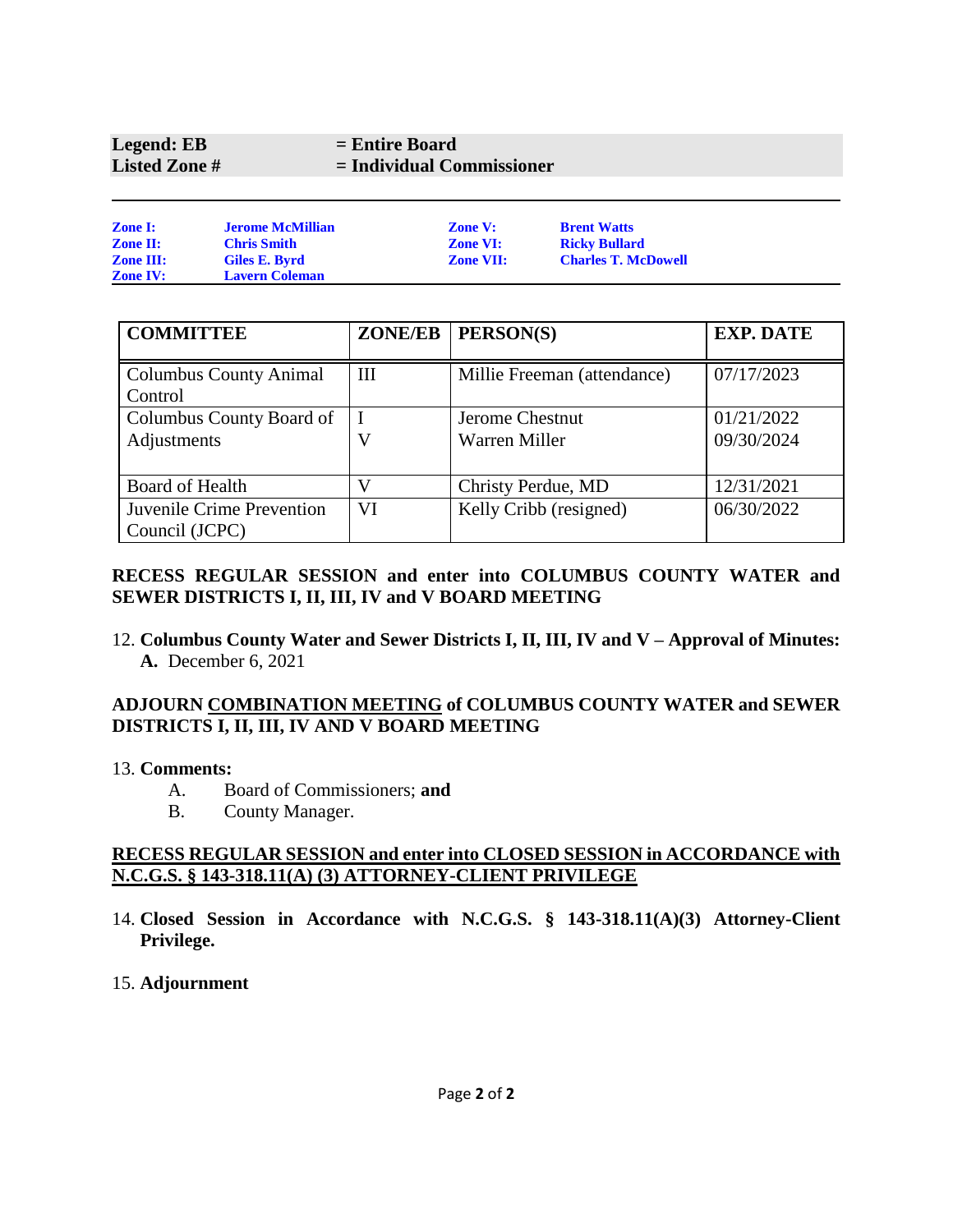**Legend: EB = Entire Board**
**Listed Zone # = Individual Commissioner**

---

| | | | |
|---|---|---|---|
| **Zone I:** | **Jerome McMillian** | **Zone V:** | **Brent Watts** |
| **Zone II:** | **Chris Smith** | **Zone VI:** | **Ricky Bullard** |
| **Zone III:** | **Giles E. Byrd** | **Zone VII:** | **Charles T. McDowell** |
| **Zone IV:** | **Lavern Coleman** | | |

| COMMITTEE | ZONE/EB | PERSON(S) | EXP. DATE |
|---|---|---|---|
| Columbus County Animal Control | III | Millie Freeman (attendance) | 07/17/2023 |
| Columbus County Board of Adjustments | I<br>V | Jerome Chestnut<br>Warren Miller | 01/21/2022<br>09/30/2024 |
| Board of Health | V | Christy Perdue, MD | 12/31/2021 |
| Juvenile Crime Prevention Council (JCPC) | VI | Kelly Cribb (resigned) | 06/30/2022 |

**RECESS REGULAR SESSION and enter into COLUMBUS COUNTY WATER and SEWER DISTRICTS I, II, III, IV and V BOARD MEETING**

12. **Columbus County Water and Sewer Districts I, II, III, IV and V – Approval of Minutes:**
    **A.** December 6, 2021

**ADJOURN COMBINATION MEETING of COLUMBUS COUNTY WATER and SEWER DISTRICTS I, II, III, IV AND V BOARD MEETING**

13. **Comments:**
    A. Board of Commissioners; **and**
    B. County Manager.

**RECESS REGULAR SESSION and enter into CLOSED SESSION in ACCORDANCE with N.C.G.S. § 143-318.11(A) (3) ATTORNEY-CLIENT PRIVILEGE**

14. **Closed Session in Accordance with N.C.G.S. § 143-318.11(A)(3) Attorney-Client Privilege.**

15. **Adjournment**